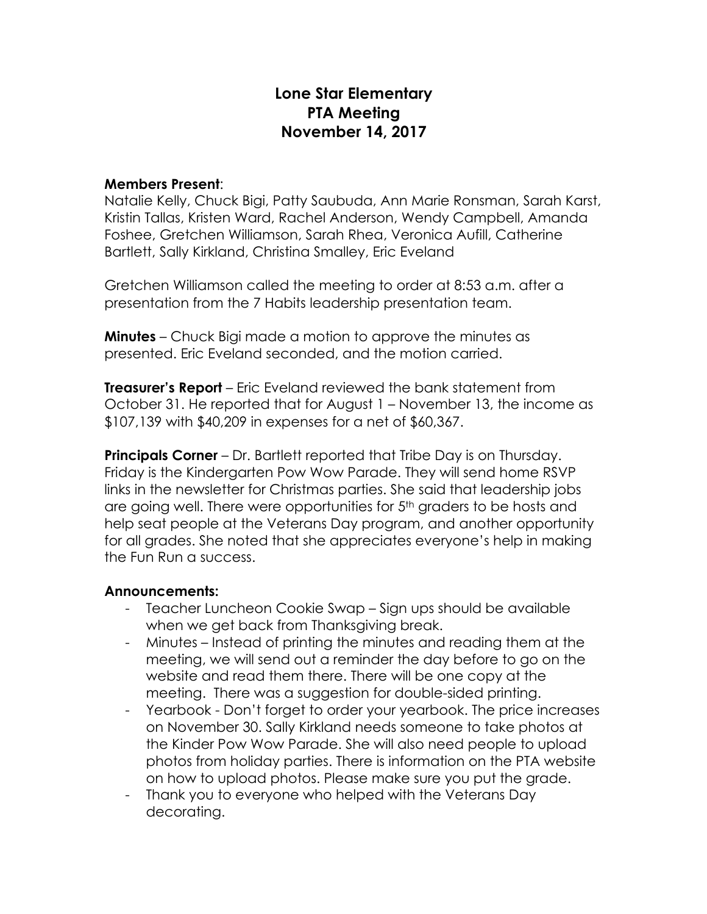# Lone Star Elementary
# PTA Meeting
# November 14, 2017

**Members Present**:
Natalie Kelly, Chuck Bigi, Patty Saubuda, Ann Marie Ronsman, Sarah Karst, Kristin Tallas, Kristen Ward, Rachel Anderson, Wendy Campbell, Amanda Foshee, Gretchen Williamson, Sarah Rhea, Veronica Aufill, Catherine Bartlett, Sally Kirkland, Christina Smalley, Eric Eveland

Gretchen Williamson called the meeting to order at 8:53 a.m. after a presentation from the 7 Habits leadership presentation team.

**Minutes** – Chuck Bigi made a motion to approve the minutes as presented. Eric Eveland seconded, and the motion carried.

**Treasurer's Report** – Eric Eveland reviewed the bank statement from October 31. He reported that for August 1 – November 13, the income as $107,139 with $40,209 in expenses for a net of $60,367.

**Principals Corner** – Dr. Bartlett reported that Tribe Day is on Thursday. Friday is the Kindergarten Pow Wow Parade. They will send home RSVP links in the newsletter for Christmas parties. She said that leadership jobs are going well. There were opportunities for 5th graders to be hosts and help seat people at the Veterans Day program, and another opportunity for all grades. She noted that she appreciates everyone's help in making the Fun Run a success.

**Announcements:**

- Teacher Luncheon Cookie Swap – Sign ups should be available when we get back from Thanksgiving break.
- Minutes – Instead of printing the minutes and reading them at the meeting, we will send out a reminder the day before to go on the website and read them there. There will be one copy at the meeting. There was a suggestion for double-sided printing.
- Yearbook - Don't forget to order your yearbook. The price increases on November 30. Sally Kirkland needs someone to take photos at the Kinder Pow Wow Parade. She will also need people to upload photos from holiday parties. There is information on the PTA website on how to upload photos. Please make sure you put the grade.
- Thank you to everyone who helped with the Veterans Day decorating.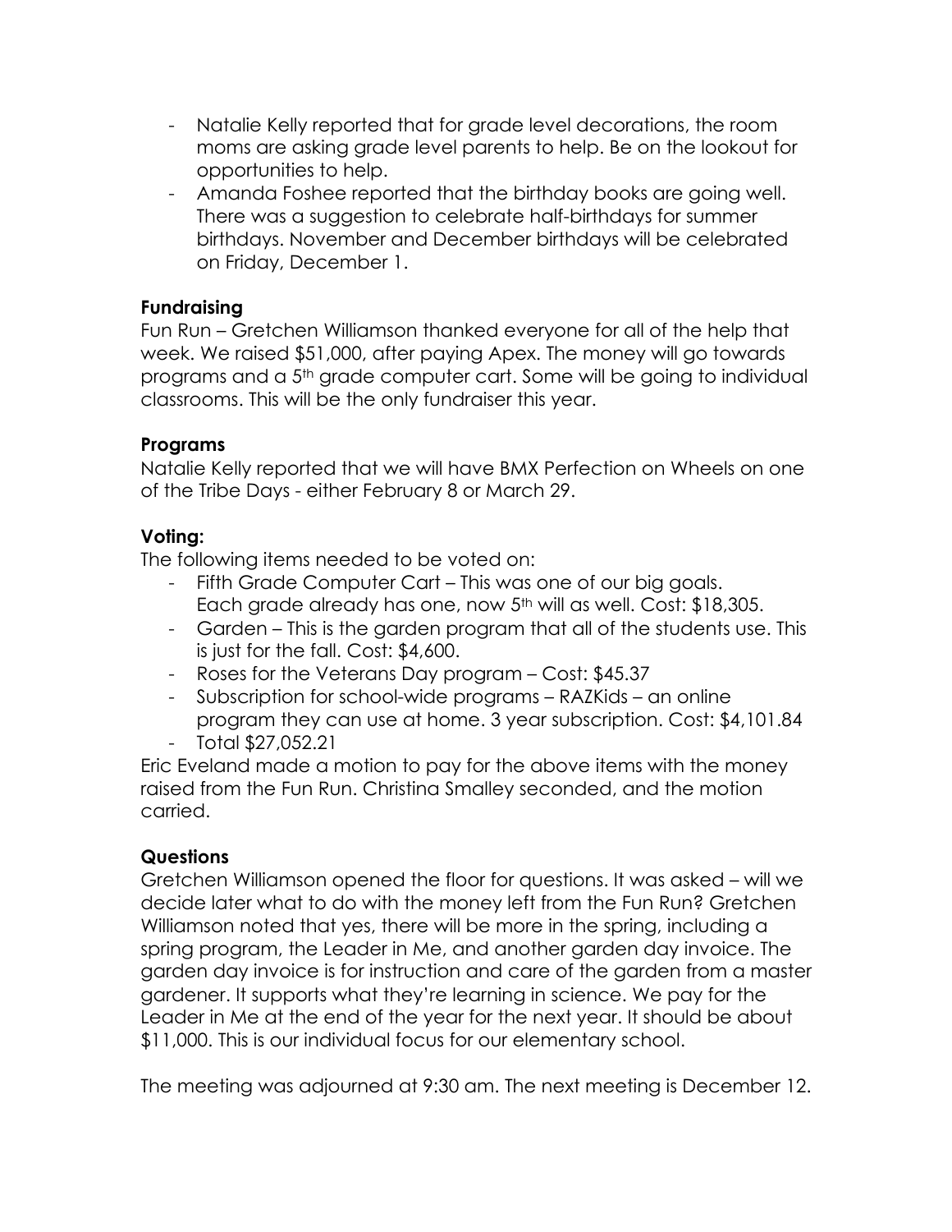- Natalie Kelly reported that for grade level decorations, the room moms are asking grade level parents to help. Be on the lookout for opportunities to help.
- Amanda Foshee reported that the birthday books are going well. There was a suggestion to celebrate half-birthdays for summer birthdays. November and December birthdays will be celebrated on Friday, December 1.

**Fundraising**

Fun Run – Gretchen Williamson thanked everyone for all of the help that week. We raised $51,000, after paying Apex. The money will go towards programs and a 5th grade computer cart. Some will be going to individual classrooms. This will be the only fundraiser this year.

**Programs**

Natalie Kelly reported that we will have BMX Perfection on Wheels on one of the Tribe Days - either February 8 or March 29.

**Voting:**

The following items needed to be voted on:

- Fifth Grade Computer Cart – This was one of our big goals. Each grade already has one, now 5th will as well. Cost: $18,305.
- Garden – This is the garden program that all of the students use. This is just for the fall. Cost: $4,600.
- Roses for the Veterans Day program – Cost: $45.37
- Subscription for school-wide programs – RAZKids – an online program they can use at home. 3 year subscription. Cost: $4,101.84
- Total $27,052.21

Eric Eveland made a motion to pay for the above items with the money raised from the Fun Run. Christina Smalley seconded, and the motion carried.

**Questions**

Gretchen Williamson opened the floor for questions. It was asked – will we decide later what to do with the money left from the Fun Run? Gretchen Williamson noted that yes, there will be more in the spring, including a spring program, the Leader in Me, and another garden day invoice. The garden day invoice is for instruction and care of the garden from a master gardener. It supports what they're learning in science. We pay for the Leader in Me at the end of the year for the next year. It should be about $11,000. This is our individual focus for our elementary school.

The meeting was adjourned at 9:30 am. The next meeting is December 12.